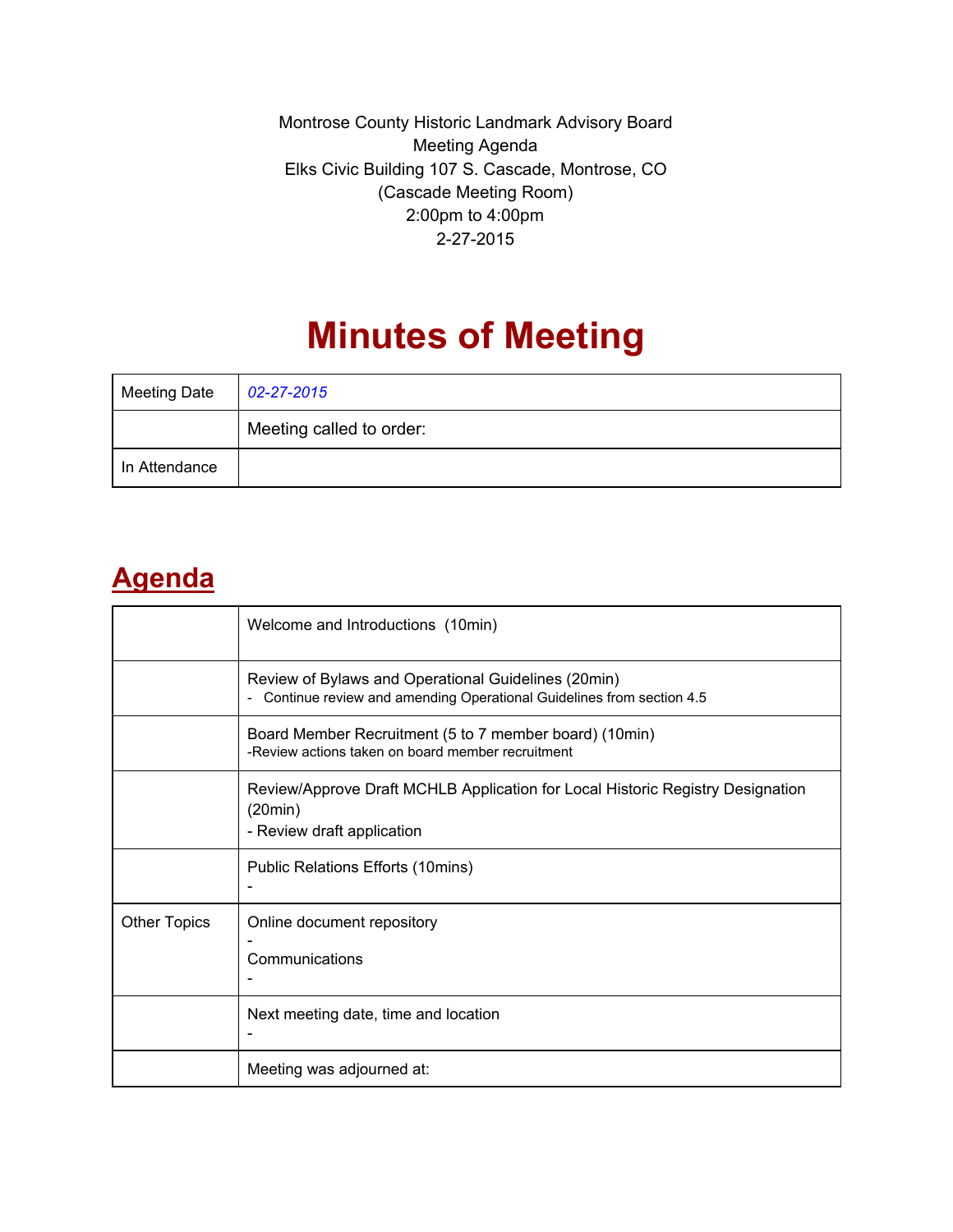Montrose County Historic Landmark Advisory Board
Meeting Agenda
Elks Civic Building 107 S. Cascade, Montrose, CO
(Cascade Meeting Room)
2:00pm to 4:00pm
2-27-2015

# Minutes of Meeting

| Meeting Date | *02-27-2015* |
|---|---|
| | Meeting called to order: |
| In Attendance | |

## Agenda

| | |
|---|---|
| | Welcome and Introductions (10min) |
| | Review of Bylaws and Operational Guidelines (20min)<br>- Continue review and amending Operational Guidelines from section 4.5 |
| | Board Member Recruitment (5 to 7 member board) (10min)<br>-Review actions taken on board member recruitment |
| | Review/Approve Draft MCHLB Application for Local Historic Registry Designation (20min)<br>- Review draft application |
| | Public Relations Efforts (10mins)<br>- |
| Other Topics | Online document repository<br>-<br>Communications<br>- |
| | Next meeting date, time and location<br>- |
| | Meeting was adjourned at: |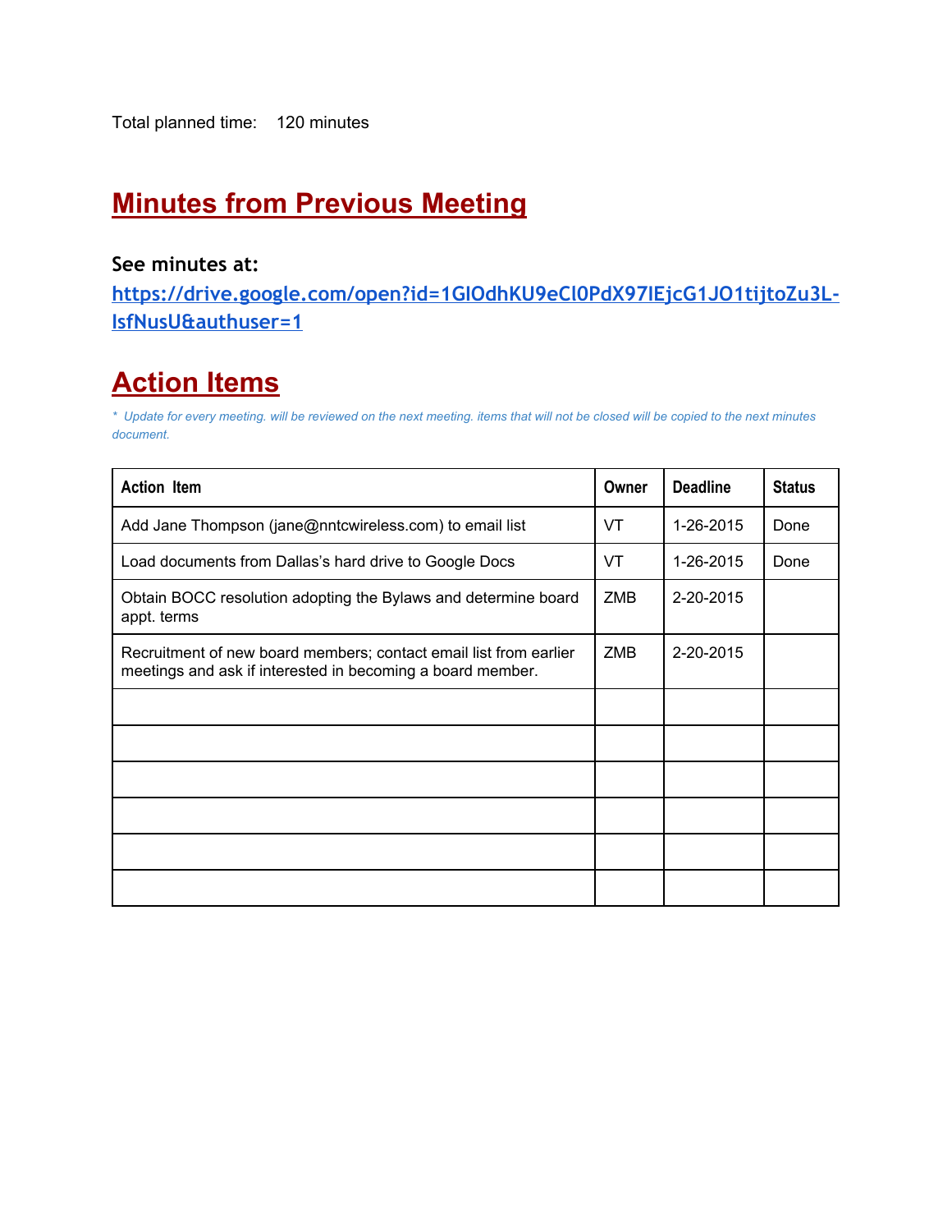Total planned time: 120 minutes

## Minutes from Previous Meeting

**See minutes at:**
**https://drive.google.com/open?id=1GlOdhKU9eCl0PdX97lEjcG1JO1tijtoZu3L-IsfNusU&authuser=1**

## Action Items

*\* Update for every meeting. will be reviewed on the next meeting. items that will not be closed will be copied to the next minutes document.*

| Action Item | Owner | Deadline | Status |
|---|---|---|---|
| Add Jane Thompson (jane@nntcwireless.com) to email list | VT | 1-26-2015 | Done |
| Load documents from Dallas's hard drive to Google Docs | VT | 1-26-2015 | Done |
| Obtain BOCC resolution adopting the Bylaws and determine board appt. terms | ZMB | 2-20-2015 | |
| Recruitment of new board members; contact email list from earlier meetings and ask if interested in becoming a board member. | ZMB | 2-20-2015 | |
| | | | |
| | | | |
| | | | |
| | | | |
| | | | |
| | | | |